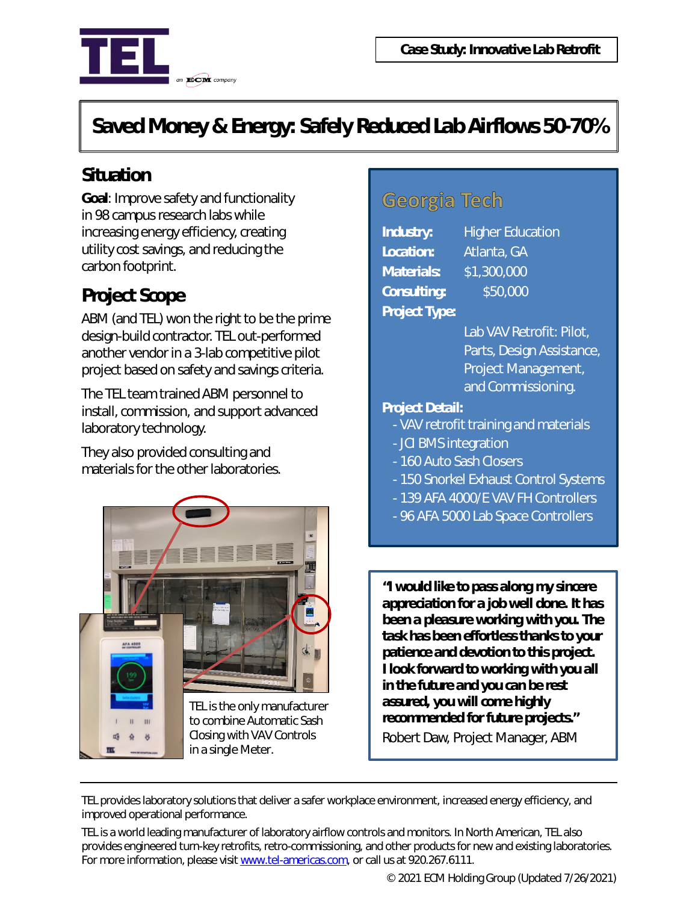**Case Study: Innovative Lab Retrofit**

# Saved Money & Energy: Safely Reduced Lab Airflows 50-70%

## Situation

**Goal**: Improve safety and functionality in 98 campus research labs while increasing energy efficiency, creating utility cost savings, and reducing the carbon footprint.

## Project Scope

ABM (and TEL) won the right to be the prime design-build contractor. TEL out-performed another vendor in a 3-lab competitive pilot project based on safety and savings criteria.

The TEL team trained ABM personnel to install, commission, and support advanced laboratory technology.

They also provided consulting and materials for the other laboratories.

TEL is the only manufacturer to combine Automatic Sash Closing with VAV Controls in a single Meter.

## Georgia Tech

**Industry:** Higher Education
**Location:** Atlanta, GA
**Materials:** $1,300,000
**Consulting:** $50,000
**Project Type:** Lab VAV Retrofit: Pilot, Parts, Design Assistance, Project Management, and Commissioning.

**Project Detail:**
- VAV retrofit training and materials
- JCI BMS integration
- 160 Auto Sash Closers
- 150 Snorkel Exhaust Control Systems
- 139 AFA 4000/E VAV FH Controllers
- 96 AFA 5000 Lab Space Controllers

**"I would like to pass along my sincere appreciation for a job well done. It has been a pleasure working with you. The task has been effortless thanks to your patience and devotion to this project. I look forward to working with you all in the future and you can be rest assured, you will come highly recommended for future projects."**
Robert Daw, Project Manager, ABM

---

TEL provides laboratory solutions that deliver a safer workplace environment, increased energy efficiency, and improved operational performance.

TEL is a world leading manufacturer of laboratory airflow controls and monitors. In North American, TEL also provides engineered turn-key retrofits, retro-commissioning, and other products for new and existing laboratories. For more information, please visit www.tel-americas.com, or call us at 920.267.6111.

© 2021 ECM Holding Group (Updated 7/26/2021)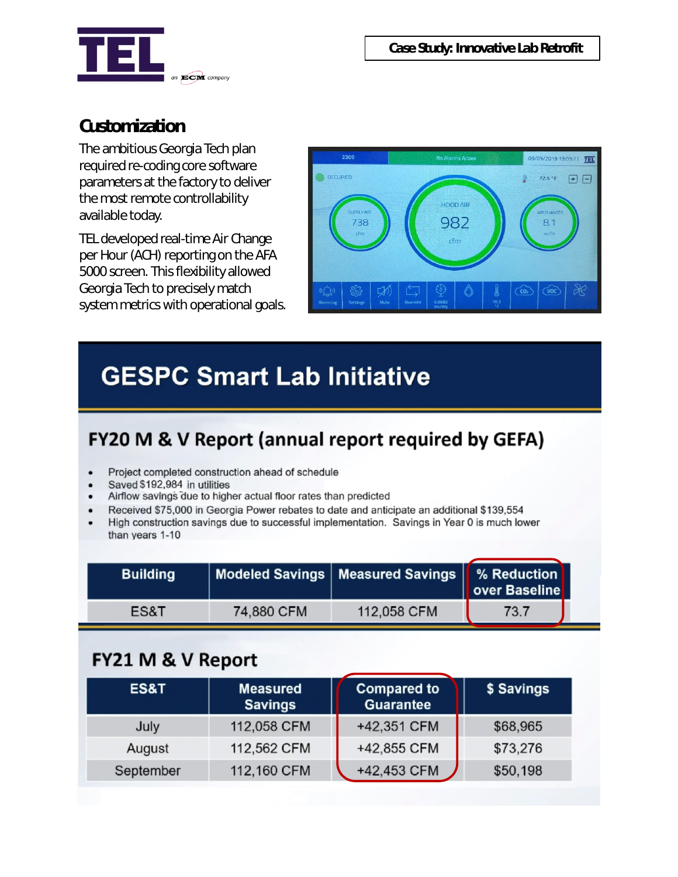**Case Study: Innovative Lab Retrofit**

## Customization

The ambitious Georgia Tech plan required re-coding core software parameters at the factory to deliver the most remote controllability available today.

TEL developed real-time Air Change per Hour (ACH) reporting on the AFA 5000 screen. This flexibility allowed Georgia Tech to precisely match system metrics with operational goals.

# GESPC Smart Lab Initiative

## FY20 M & V Report (annual report required by GEFA)

- Project completed construction ahead of schedule
- Saved $192,984 in utilities
- Airflow savings due to higher actual floor rates than predicted
- Received $75,000 in Georgia Power rebates to date and anticipate an additional $139,554
- High construction savings due to successful implementation. Savings in Year 0 is much lower than years 1-10

| Building | Modeled Savings | Measured Savings | % Reduction over Baseline |
|---|---|---|---|
| ES&T | 74,880 CFM | 112,058 CFM | 73.7 |

## FY21 M & V Report

| ES&T | Measured Savings | Compared to Guarantee | $ Savings |
|---|---|---|---|
| July | 112,058 CFM | +42,351 CFM | $68,965 |
| August | 112,562 CFM | +42,855 CFM | $73,276 |
| September | 112,160 CFM | +42,453 CFM | $50,198 |